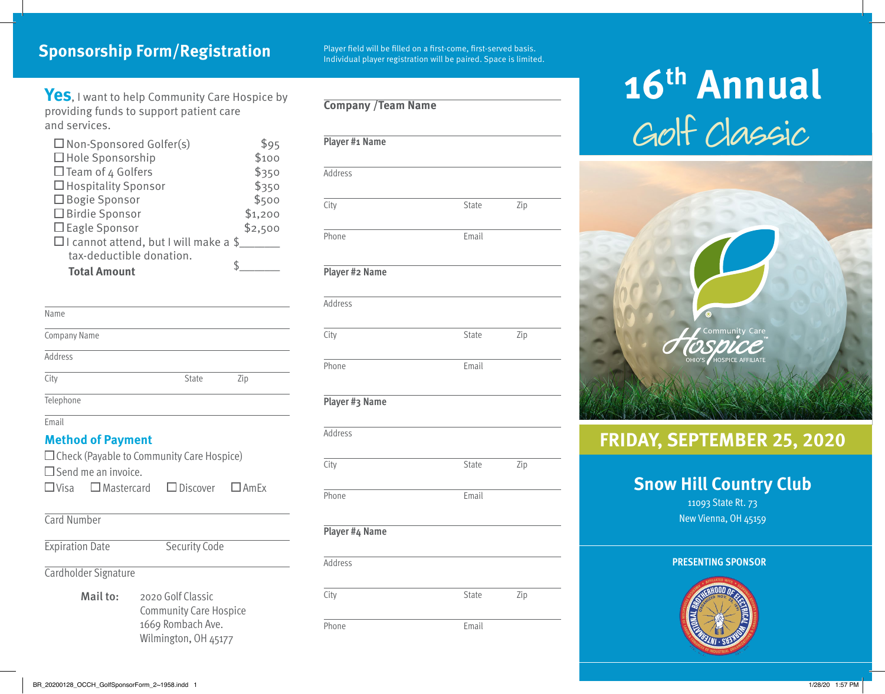## Sponsorship Form/Registration

Player field will be filled on a first-come, first-served basis. Individual player registration will be paired. Space is limited.

**Yes**, I want to help Community Care Hospice by providing funds to support patient care and services.

| | |
|---|---|
| ☐ Non-Sponsored Golfer(s) | $95 |
| ☐ Hole Sponsorship | $100 |
| ☐ Team of 4 Golfers | $350 |
| ☐ Hospitality Sponsor | $350 |
| ☐ Bogie Sponsor | $500 |
| ☐ Birdie Sponsor | $1,200 |
| ☐ Eagle Sponsor | $2,500 |
| ☐ I cannot attend, but I will make a tax-deductible donation. | $______ |
| **Total Amount** | $______ |

Name

Company Name

Address

City State Zip

Telephone

Email

### Method of Payment

☐ Check (Payable to Community Care Hospice)

☐ Send me an invoice.

☐ Visa ☐ Mastercard ☐ Discover ☐ AmEx

Card Number

Expiration Date Security Code

Cardholder Signature

**Mail to:** 2020 Golf Classic
Community Care Hospice
1669 Rombach Ave.
Wilmington, OH 45177

**Company /Team Name**

**Player #1 Name**

Address

City State Zip

Phone Email

**Player #2 Name**

Address

City State Zip

Phone Email

**Player #3 Name**

Address

City State Zip

Phone Email

**Player #4 Name**

Address

City State Zip

Phone Email

# 16th Annual Golf Classic

Community Care Hospice
OHIO'S HOSPICE AFFILIATE

## FRIDAY, SEPTEMBER 25, 2020

### Snow Hill Country Club

11093 State Rt. 73
New Vienna, OH 45159

**PRESENTING SPONSOR**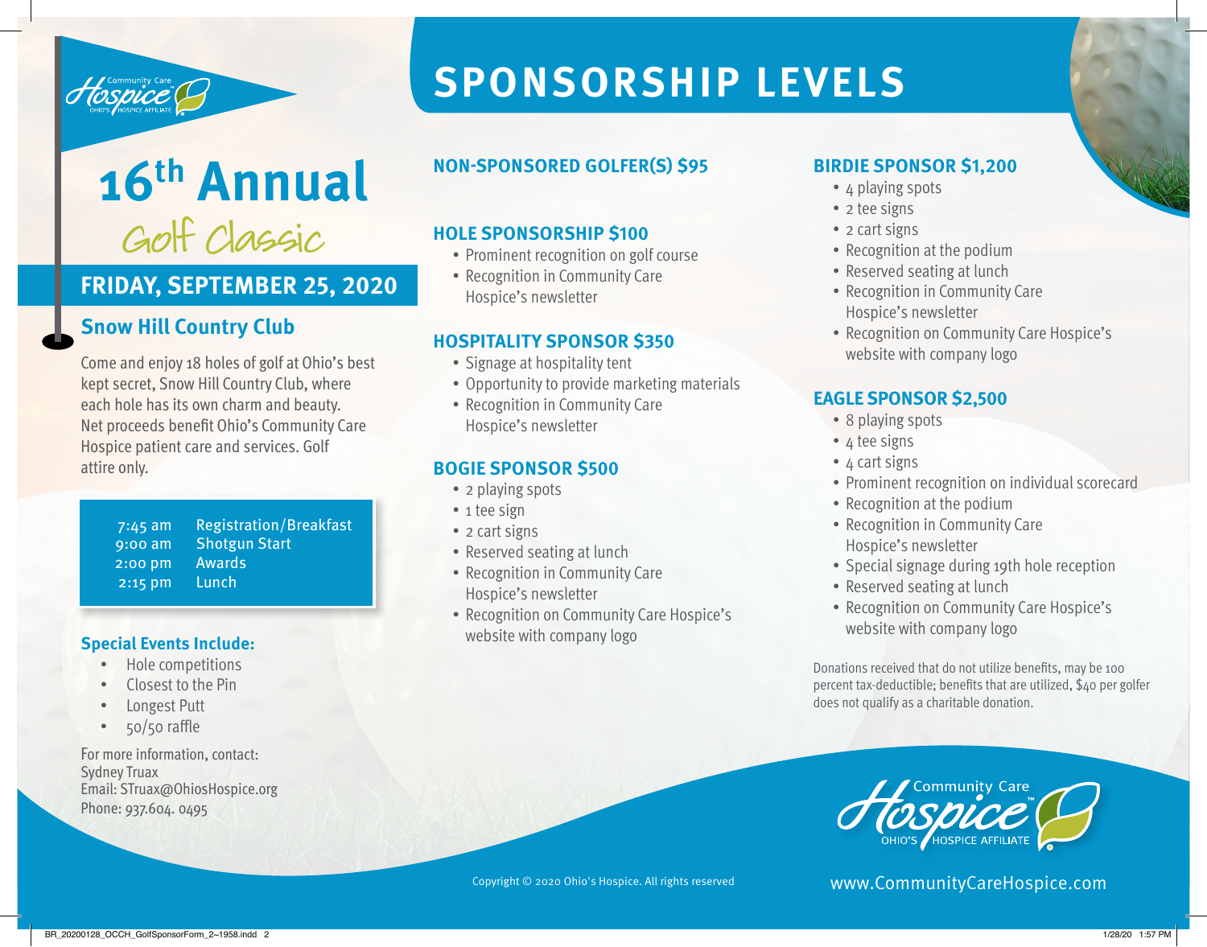Community Care Hospice — Ohio's Hospice Affiliate

# 16th Annual

## Golf Classic

## FRIDAY, SEPTEMBER 25, 2020

### Snow Hill Country Club

Come and enjoy 18 holes of golf at Ohio's best kept secret, Snow Hill Country Club, where each hole has its own charm and beauty. Net proceeds benefit Ohio's Community Care Hospice patient care and services. Golf attire only.

| | |
|---|---|
| 7:45 am | Registration/Breakfast |
| 9:00 am | Shotgun Start |
| 2:00 pm | Awards |
| 2:15 pm | Lunch |

### Special Events Include:

- Hole competitions
- Closest to the Pin
- Longest Putt
- 50/50 raffle

For more information, contact:
Sydney Truax
Email: STruax@OhiosHospice.org
Phone: 937.604. 0495

# SPONSORSHIP LEVELS

### NON-SPONSORED GOLFER(S) $95

### HOLE SPONSORSHIP $100

- Prominent recognition on golf course
- Recognition in Community Care Hospice's newsletter

### HOSPITALITY SPONSOR $350

- Signage at hospitality tent
- Opportunity to provide marketing materials
- Recognition in Community Care Hospice's newsletter

### BOGIE SPONSOR $500

- 2 playing spots
- 1 tee sign
- 2 cart signs
- Reserved seating at lunch
- Recognition in Community Care Hospice's newsletter
- Recognition on Community Care Hospice's website with company logo

### BIRDIE SPONSOR $1,200

- 4 playing spots
- 2 tee signs
- 2 cart signs
- Recognition at the podium
- Reserved seating at lunch
- Recognition in Community Care Hospice's newsletter
- Recognition on Community Care Hospice's website with company logo

### EAGLE SPONSOR $2,500

- 8 playing spots
- 4 tee signs
- 4 cart signs
- Prominent recognition on individual scorecard
- Recognition at the podium
- Recognition in Community Care Hospice's newsletter
- Special signage during 19th hole reception
- Reserved seating at lunch
- Recognition on Community Care Hospice's website with company logo

Donations received that do not utilize benefits, may be 100 percent tax-deductible; benefits that are utilized, $40 per golfer does not qualify as a charitable donation.

Copyright © 2020 Ohio's Hospice. All rights reserved

Community Care Hospice — Ohio's Hospice Affiliate

www.CommunityCareHospice.com